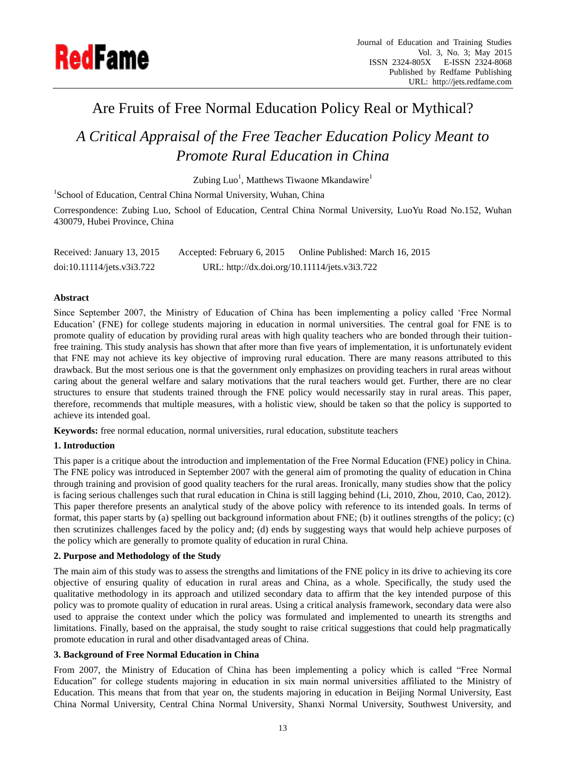# Are Fruits of Free Normal Education Policy Real or Mythical?

## *A Critical Appraisal of the Free Teacher Education Policy Meant to Promote Rural Education in China*

Zubing Luo[1], Matthews Tiwaone Mkandawire[1]

[1]School of Education, Central China Normal University, Wuhan, China

Correspondence: Zubing Luo, School of Education, Central China Normal University, LuoYu Road No.152, Wuhan 430079, Hubei Province, China

Received: January 13, 2015 Accepted: February 6, 2015 Online Published: March 16, 2015

doi:10.11114/jets.v3i3.722 URL: http://dx.doi.org/10.11114/jets.v3i3.722

**Abstract**

Since September 2007, the Ministry of Education of China has been implementing a policy called 'Free Normal Education' (FNE) for college students majoring in education in normal universities. The central goal for FNE is to promote quality of education by providing rural areas with high quality teachers who are bonded through their tuition-free training. This study analysis has shown that after more than five years of implementation, it is unfortunately evident that FNE may not achieve its key objective of improving rural education. There are many reasons attributed to this drawback. But the most serious one is that the government only emphasizes on providing teachers in rural areas without caring about the general welfare and salary motivations that the rural teachers would get. Further, there are no clear structures to ensure that students trained through the FNE policy would necessarily stay in rural areas. This paper, therefore, recommends that multiple measures, with a holistic view, should be taken so that the policy is supported to achieve its intended goal.

**Keywords:** free normal education, normal universities, rural education, substitute teachers

### 1. Introduction

This paper is a critique about the introduction and implementation of the Free Normal Education (FNE) policy in China. The FNE policy was introduced in September 2007 with the general aim of promoting the quality of education in China through training and provision of good quality teachers for the rural areas. Ironically, many studies show that the policy is facing serious challenges such that rural education in China is still lagging behind (Li, 2010, Zhou, 2010, Cao, 2012). This paper therefore presents an analytical study of the above policy with reference to its intended goals. In terms of format, this paper starts by (a) spelling out background information about FNE; (b) it outlines strengths of the policy; (c) then scrutinizes challenges faced by the policy and; (d) ends by suggesting ways that would help achieve purposes of the policy which are generally to promote quality of education in rural China.

### 2. Purpose and Methodology of the Study

The main aim of this study was to assess the strengths and limitations of the FNE policy in its drive to achieving its core objective of ensuring quality of education in rural areas and China, as a whole. Specifically, the study used the qualitative methodology in its approach and utilized secondary data to affirm that the key intended purpose of this policy was to promote quality of education in rural areas. Using a critical analysis framework, secondary data were also used to appraise the context under which the policy was formulated and implemented to unearth its strengths and limitations. Finally, based on the appraisal, the study sought to raise critical suggestions that could help pragmatically promote education in rural and other disadvantaged areas of China.

### 3. Background of Free Normal Education in China

From 2007, the Ministry of Education of China has been implementing a policy which is called "Free Normal Education" for college students majoring in education in six main normal universities affiliated to the Ministry of Education. This means that from that year on, the students majoring in education in Beijing Normal University, East China Normal University, Central China Normal University, Shanxi Normal University, Southwest University, and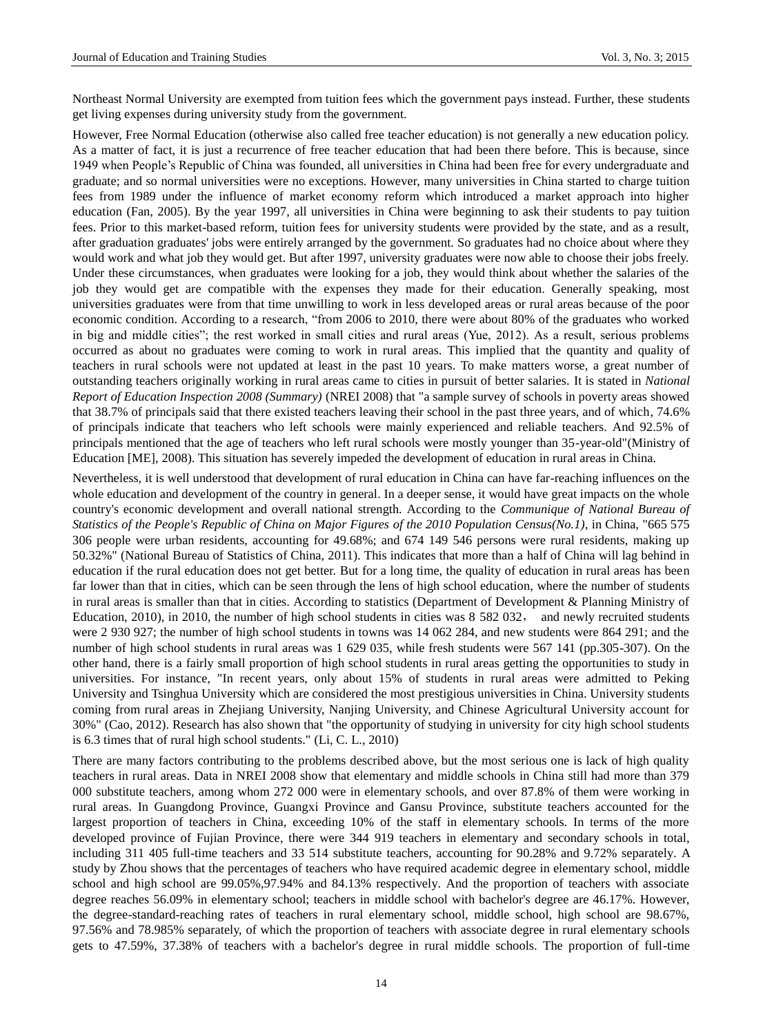Northeast Normal University are exempted from tuition fees which the government pays instead. Further, these students get living expenses during university study from the government.

However, Free Normal Education (otherwise also called free teacher education) is not generally a new education policy. As a matter of fact, it is just a recurrence of free teacher education that had been there before. This is because, since 1949 when People's Republic of China was founded, all universities in China had been free for every undergraduate and graduate; and so normal universities were no exceptions. However, many universities in China started to charge tuition fees from 1989 under the influence of market economy reform which introduced a market approach into higher education (Fan, 2005). By the year 1997, all universities in China were beginning to ask their students to pay tuition fees. Prior to this market-based reform, tuition fees for university students were provided by the state, and as a result, after graduation graduates' jobs were entirely arranged by the government. So graduates had no choice about where they would work and what job they would get. But after 1997, university graduates were now able to choose their jobs freely. Under these circumstances, when graduates were looking for a job, they would think about whether the salaries of the job they would get are compatible with the expenses they made for their education. Generally speaking, most universities graduates were from that time unwilling to work in less developed areas or rural areas because of the poor economic condition. According to a research, "from 2006 to 2010, there were about 80% of the graduates who worked in big and middle cities"; the rest worked in small cities and rural areas (Yue, 2012). As a result, serious problems occurred as about no graduates were coming to work in rural areas. This implied that the quantity and quality of teachers in rural schools were not updated at least in the past 10 years. To make matters worse, a great number of outstanding teachers originally working in rural areas came to cities in pursuit of better salaries. It is stated in *National Report of Education Inspection 2008 (Summary)* (NREI 2008) that "a sample survey of schools in poverty areas showed that 38.7% of principals said that there existed teachers leaving their school in the past three years, and of which, 74.6% of principals indicate that teachers who left schools were mainly experienced and reliable teachers. And 92.5% of principals mentioned that the age of teachers who left rural schools were mostly younger than 35-year-old"(Ministry of Education [ME], 2008). This situation has severely impeded the development of education in rural areas in China.

Nevertheless, it is well understood that development of rural education in China can have far-reaching influences on the whole education and development of the country in general. In a deeper sense, it would have great impacts on the whole country's economic development and overall national strength. According to the *Communique of National Bureau of Statistics of the People's Republic of China on Major Figures of the 2010 Population Census(No.1)*, in China, "665 575 306 people were urban residents, accounting for 49.68%; and 674 149 546 persons were rural residents, making up 50.32%" (National Bureau of Statistics of China, 2011). This indicates that more than a half of China will lag behind in education if the rural education does not get better. But for a long time, the quality of education in rural areas has been far lower than that in cities, which can be seen through the lens of high school education, where the number of students in rural areas is smaller than that in cities. According to statistics (Department of Development & Planning Ministry of Education, 2010), in 2010, the number of high school students in cities was 8 582 032， and newly recruited students were 2 930 927; the number of high school students in towns was 14 062 284, and new students were 864 291; and the number of high school students in rural areas was 1 629 035, while fresh students were 567 141 (pp.305-307). On the other hand, there is a fairly small proportion of high school students in rural areas getting the opportunities to study in universities. For instance, "In recent years, only about 15% of students in rural areas were admitted to Peking University and Tsinghua University which are considered the most prestigious universities in China. University students coming from rural areas in Zhejiang University, Nanjing University, and Chinese Agricultural University account for 30%" (Cao, 2012). Research has also shown that "the opportunity of studying in university for city high school students is 6.3 times that of rural high school students." (Li, C. L., 2010)

There are many factors contributing to the problems described above, but the most serious one is lack of high quality teachers in rural areas. Data in NREI 2008 show that elementary and middle schools in China still had more than 379 000 substitute teachers, among whom 272 000 were in elementary schools, and over 87.8% of them were working in rural areas. In Guangdong Province, Guangxi Province and Gansu Province, substitute teachers accounted for the largest proportion of teachers in China, exceeding 10% of the staff in elementary schools. In terms of the more developed province of Fujian Province, there were 344 919 teachers in elementary and secondary schools in total, including 311 405 full-time teachers and 33 514 substitute teachers, accounting for 90.28% and 9.72% separately. A study by Zhou shows that the percentages of teachers who have required academic degree in elementary school, middle school and high school are 99.05%,97.94% and 84.13% respectively. And the proportion of teachers with associate degree reaches 56.09% in elementary school; teachers in middle school with bachelor's degree are 46.17%. However, the degree-standard-reaching rates of teachers in rural elementary school, middle school, high school are 98.67%, 97.56% and 78.985% separately, of which the proportion of teachers with associate degree in rural elementary schools gets to 47.59%, 37.38% of teachers with a bachelor's degree in rural middle schools. The proportion of full-time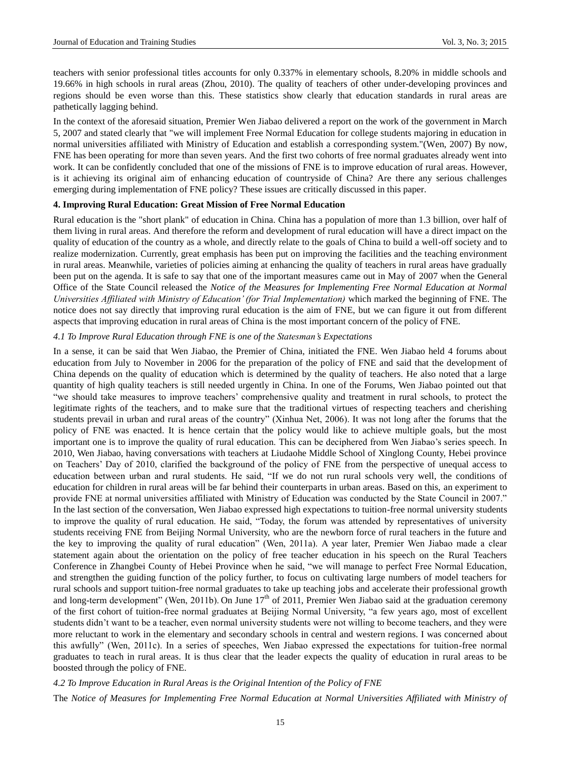teachers with senior professional titles accounts for only 0.337% in elementary schools, 8.20% in middle schools and 19.66% in high schools in rural areas (Zhou, 2010). The quality of teachers of other under-developing provinces and regions should be even worse than this. These statistics show clearly that education standards in rural areas are pathetically lagging behind.

In the context of the aforesaid situation, Premier Wen Jiabao delivered a report on the work of the government in March 5, 2007 and stated clearly that "we will implement Free Normal Education for college students majoring in education in normal universities affiliated with Ministry of Education and establish a corresponding system."(Wen, 2007) By now, FNE has been operating for more than seven years. And the first two cohorts of free normal graduates already went into work. It can be confidently concluded that one of the missions of FNE is to improve education of rural areas. However, is it achieving its original aim of enhancing education of countryside of China? Are there any serious challenges emerging during implementation of FNE policy? These issues are critically discussed in this paper.

## 4. Improving Rural Education: Great Mission of Free Normal Education

Rural education is the "short plank" of education in China. China has a population of more than 1.3 billion, over half of them living in rural areas. And therefore the reform and development of rural education will have a direct impact on the quality of education of the country as a whole, and directly relate to the goals of China to build a well-off society and to realize modernization. Currently, great emphasis has been put on improving the facilities and the teaching environment in rural areas. Meanwhile, varieties of policies aiming at enhancing the quality of teachers in rural areas have gradually been put on the agenda. It is safe to say that one of the important measures came out in May of 2007 when the General Office of the State Council released the *Notice of the Measures for Implementing Free Normal Education at Normal Universities Affiliated with Ministry of Education' (for Trial Implementation)* which marked the beginning of FNE. The notice does not say directly that improving rural education is the aim of FNE, but we can figure it out from different aspects that improving education in rural areas of China is the most important concern of the policy of FNE.

### *4.1 To Improve Rural Education through FNE is one of the Statesman's Expectations*

In a sense, it can be said that Wen Jiabao, the Premier of China, initiated the FNE. Wen Jiabao held 4 forums about education from July to November in 2006 for the preparation of the policy of FNE and said that the development of China depends on the quality of education which is determined by the quality of teachers. He also noted that a large quantity of high quality teachers is still needed urgently in China. In one of the Forums, Wen Jiabao pointed out that "we should take measures to improve teachers' comprehensive quality and treatment in rural schools, to protect the legitimate rights of the teachers, and to make sure that the traditional virtues of respecting teachers and cherishing students prevail in urban and rural areas of the country" (Xinhua Net, 2006). It was not long after the forums that the policy of FNE was enacted. It is hence certain that the policy would like to achieve multiple goals, but the most important one is to improve the quality of rural education. This can be deciphered from Wen Jiabao's series speech. In 2010, Wen Jiabao, having conversations with teachers at Liudaohe Middle School of Xinglong County, Hebei province on Teachers' Day of 2010, clarified the background of the policy of FNE from the perspective of unequal access to education between urban and rural students. He said, "If we do not run rural schools very well, the conditions of education for children in rural areas will be far behind their counterparts in urban areas. Based on this, an experiment to provide FNE at normal universities affiliated with Ministry of Education was conducted by the State Council in 2007." In the last section of the conversation, Wen Jiabao expressed high expectations to tuition-free normal university students to improve the quality of rural education. He said, "Today, the forum was attended by representatives of university students receiving FNE from Beijing Normal University, who are the newborn force of rural teachers in the future and the key to improving the quality of rural education" (Wen, 2011a). A year later, Premier Wen Jiabao made a clear statement again about the orientation on the policy of free teacher education in his speech on the Rural Teachers Conference in Zhangbei County of Hebei Province when he said, "we will manage to perfect Free Normal Education, and strengthen the guiding function of the policy further, to focus on cultivating large numbers of model teachers for rural schools and support tuition-free normal graduates to take up teaching jobs and accelerate their professional growth and long-term development" (Wen, 2011b). On June 17th of 2011, Premier Wen Jiabao said at the graduation ceremony of the first cohort of tuition-free normal graduates at Beijing Normal University, "a few years ago, most of excellent students didn't want to be a teacher, even normal university students were not willing to become teachers, and they were more reluctant to work in the elementary and secondary schools in central and western regions. I was concerned about this awfully" (Wen, 2011c). In a series of speeches, Wen Jiabao expressed the expectations for tuition-free normal graduates to teach in rural areas. It is thus clear that the leader expects the quality of education in rural areas to be boosted through the policy of FNE.

### *4.2 To Improve Education in Rural Areas is the Original Intention of the Policy of FNE*

The *Notice of Measures for Implementing Free Normal Education at Normal Universities Affiliated with Ministry of*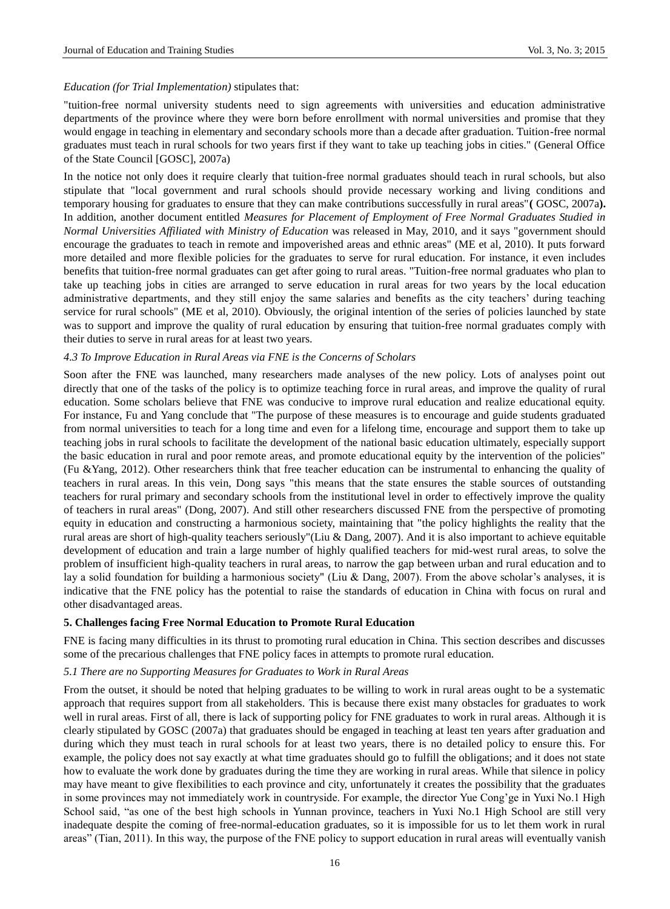*Education (for Trial Implementation)* stipulates that:

"tuition-free normal university students need to sign agreements with universities and education administrative departments of the province where they were born before enrollment with normal universities and promise that they would engage in teaching in elementary and secondary schools more than a decade after graduation. Tuition-free normal graduates must teach in rural schools for two years first if they want to take up teaching jobs in cities." (General Office of the State Council [GOSC], 2007a)

In the notice not only does it require clearly that tuition-free normal graduates should teach in rural schools, but also stipulate that "local government and rural schools should provide necessary working and living conditions and temporary housing for graduates to ensure that they can make contributions successfully in rural areas"**(** GOSC, 2007a**).** In addition, another document entitled *Measures for Placement of Employment of Free Normal Graduates Studied in Normal Universities Affiliated with Ministry of Education* was released in May, 2010, and it says "government should encourage the graduates to teach in remote and impoverished areas and ethnic areas" (ME et al, 2010). It puts forward more detailed and more flexible policies for the graduates to serve for rural education. For instance, it even includes benefits that tuition-free normal graduates can get after going to rural areas. "Tuition-free normal graduates who plan to take up teaching jobs in cities are arranged to serve education in rural areas for two years by the local education administrative departments, and they still enjoy the same salaries and benefits as the city teachers' during teaching service for rural schools" (ME et al, 2010). Obviously, the original intention of the series of policies launched by state was to support and improve the quality of rural education by ensuring that tuition-free normal graduates comply with their duties to serve in rural areas for at least two years.

### *4.3 To Improve Education in Rural Areas via FNE is the Concerns of Scholars*

Soon after the FNE was launched, many researchers made analyses of the new policy. Lots of analyses point out directly that one of the tasks of the policy is to optimize teaching force in rural areas, and improve the quality of rural education. Some scholars believe that FNE was conducive to improve rural education and realize educational equity. For instance, Fu and Yang conclude that "The purpose of these measures is to encourage and guide students graduated from normal universities to teach for a long time and even for a lifelong time, encourage and support them to take up teaching jobs in rural schools to facilitate the development of the national basic education ultimately, especially support the basic education in rural and poor remote areas, and promote educational equity by the intervention of the policies" (Fu &Yang, 2012). Other researchers think that free teacher education can be instrumental to enhancing the quality of teachers in rural areas. In this vein, Dong says "this means that the state ensures the stable sources of outstanding teachers for rural primary and secondary schools from the institutional level in order to effectively improve the quality of teachers in rural areas" (Dong, 2007). And still other researchers discussed FNE from the perspective of promoting equity in education and constructing a harmonious society, maintaining that "the policy highlights the reality that the rural areas are short of high-quality teachers seriously"(Liu & Dang, 2007). And it is also important to achieve equitable development of education and train a large number of highly qualified teachers for mid-west rural areas, to solve the problem of insufficient high-quality teachers in rural areas, to narrow the gap between urban and rural education and to lay a solid foundation for building a harmonious society" (Liu & Dang, 2007). From the above scholar's analyses, it is indicative that the FNE policy has the potential to raise the standards of education in China with focus on rural and other disadvantaged areas.

## **5. Challenges facing Free Normal Education to Promote Rural Education**

FNE is facing many difficulties in its thrust to promoting rural education in China. This section describes and discusses some of the precarious challenges that FNE policy faces in attempts to promote rural education.

### *5.1 There are no Supporting Measures for Graduates to Work in Rural Areas*

From the outset, it should be noted that helping graduates to be willing to work in rural areas ought to be a systematic approach that requires support from all stakeholders. This is because there exist many obstacles for graduates to work well in rural areas. First of all, there is lack of supporting policy for FNE graduates to work in rural areas. Although it is clearly stipulated by GOSC (2007a) that graduates should be engaged in teaching at least ten years after graduation and during which they must teach in rural schools for at least two years, there is no detailed policy to ensure this. For example, the policy does not say exactly at what time graduates should go to fulfill the obligations; and it does not state how to evaluate the work done by graduates during the time they are working in rural areas. While that silence in policy may have meant to give flexibilities to each province and city, unfortunately it creates the possibility that the graduates in some provinces may not immediately work in countryside. For example, the director Yue Cong'ge in Yuxi No.1 High School said, "as one of the best high schools in Yunnan province, teachers in Yuxi No.1 High School are still very inadequate despite the coming of free-normal-education graduates, so it is impossible for us to let them work in rural areas" (Tian, 2011). In this way, the purpose of the FNE policy to support education in rural areas will eventually vanish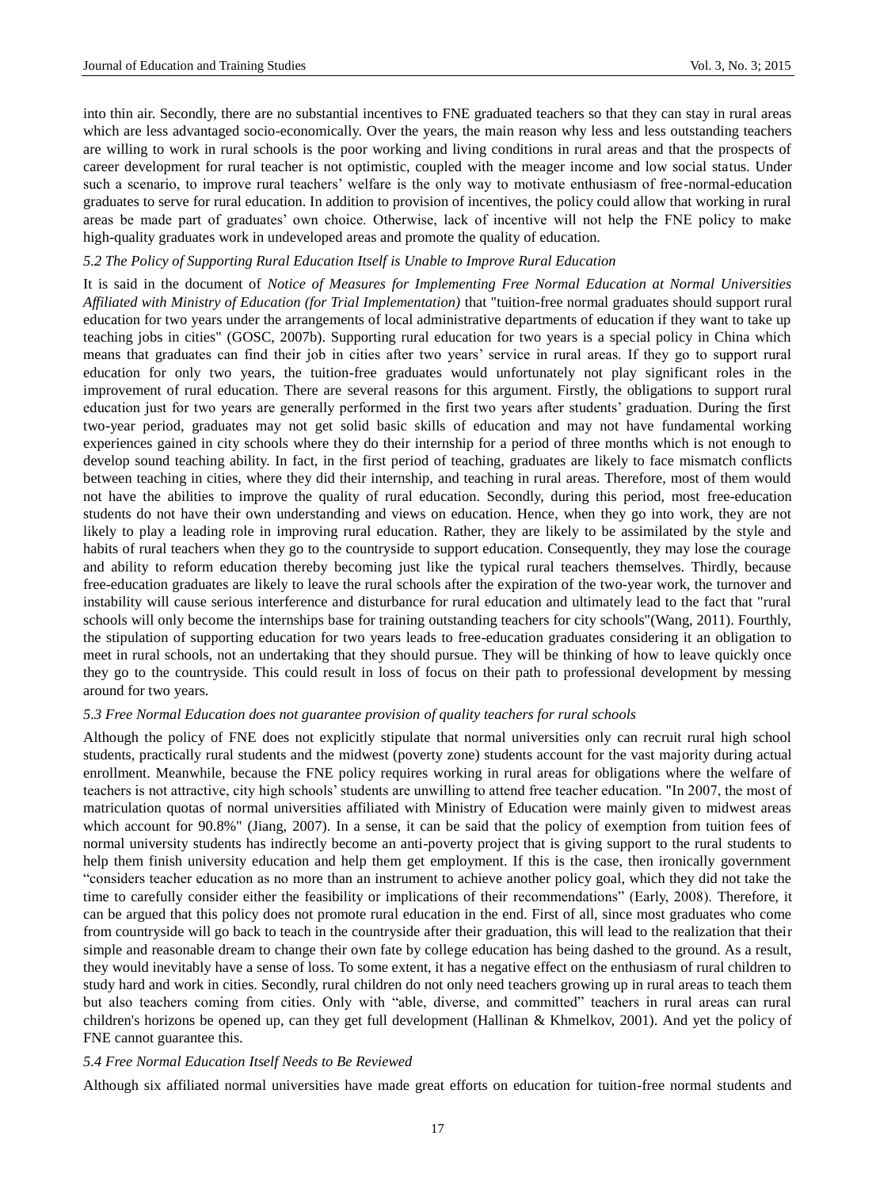into thin air. Secondly, there are no substantial incentives to FNE graduated teachers so that they can stay in rural areas which are less advantaged socio-economically. Over the years, the main reason why less and less outstanding teachers are willing to work in rural schools is the poor working and living conditions in rural areas and that the prospects of career development for rural teacher is not optimistic, coupled with the meager income and low social status. Under such a scenario, to improve rural teachers' welfare is the only way to motivate enthusiasm of free-normal-education graduates to serve for rural education. In addition to provision of incentives, the policy could allow that working in rural areas be made part of graduates' own choice. Otherwise, lack of incentive will not help the FNE policy to make high-quality graduates work in undeveloped areas and promote the quality of education.

### *5.2 The Policy of Supporting Rural Education Itself is Unable to Improve Rural Education*

It is said in the document of *Notice of Measures for Implementing Free Normal Education at Normal Universities Affiliated with Ministry of Education (for Trial Implementation)* that "tuition-free normal graduates should support rural education for two years under the arrangements of local administrative departments of education if they want to take up teaching jobs in cities" (GOSC, 2007b). Supporting rural education for two years is a special policy in China which means that graduates can find their job in cities after two years' service in rural areas. If they go to support rural education for only two years, the tuition-free graduates would unfortunately not play significant roles in the improvement of rural education. There are several reasons for this argument. Firstly, the obligations to support rural education just for two years are generally performed in the first two years after students' graduation. During the first two-year period, graduates may not get solid basic skills of education and may not have fundamental working experiences gained in city schools where they do their internship for a period of three months which is not enough to develop sound teaching ability. In fact, in the first period of teaching, graduates are likely to face mismatch conflicts between teaching in cities, where they did their internship, and teaching in rural areas. Therefore, most of them would not have the abilities to improve the quality of rural education. Secondly, during this period, most free-education students do not have their own understanding and views on education. Hence, when they go into work, they are not likely to play a leading role in improving rural education. Rather, they are likely to be assimilated by the style and habits of rural teachers when they go to the countryside to support education. Consequently, they may lose the courage and ability to reform education thereby becoming just like the typical rural teachers themselves. Thirdly, because free-education graduates are likely to leave the rural schools after the expiration of the two-year work, the turnover and instability will cause serious interference and disturbance for rural education and ultimately lead to the fact that "rural schools will only become the internships base for training outstanding teachers for city schools"(Wang, 2011). Fourthly, the stipulation of supporting education for two years leads to free-education graduates considering it an obligation to meet in rural schools, not an undertaking that they should pursue. They will be thinking of how to leave quickly once they go to the countryside. This could result in loss of focus on their path to professional development by messing around for two years.

### *5.3 Free Normal Education does not guarantee provision of quality teachers for rural schools*

Although the policy of FNE does not explicitly stipulate that normal universities only can recruit rural high school students, practically rural students and the midwest (poverty zone) students account for the vast majority during actual enrollment. Meanwhile, because the FNE policy requires working in rural areas for obligations where the welfare of teachers is not attractive, city high schools' students are unwilling to attend free teacher education. "In 2007, the most of matriculation quotas of normal universities affiliated with Ministry of Education were mainly given to midwest areas which account for 90.8%" (Jiang, 2007). In a sense, it can be said that the policy of exemption from tuition fees of normal university students has indirectly become an anti-poverty project that is giving support to the rural students to help them finish university education and help them get employment. If this is the case, then ironically government "considers teacher education as no more than an instrument to achieve another policy goal, which they did not take the time to carefully consider either the feasibility or implications of their recommendations" (Early, 2008). Therefore, it can be argued that this policy does not promote rural education in the end. First of all, since most graduates who come from countryside will go back to teach in the countryside after their graduation, this will lead to the realization that their simple and reasonable dream to change their own fate by college education has being dashed to the ground. As a result, they would inevitably have a sense of loss. To some extent, it has a negative effect on the enthusiasm of rural children to study hard and work in cities. Secondly, rural children do not only need teachers growing up in rural areas to teach them but also teachers coming from cities. Only with "able, diverse, and committed" teachers in rural areas can rural children's horizons be opened up, can they get full development (Hallinan & Khmelkov, 2001). And yet the policy of FNE cannot guarantee this.

### *5.4 Free Normal Education Itself Needs to Be Reviewed*

Although six affiliated normal universities have made great efforts on education for tuition-free normal students and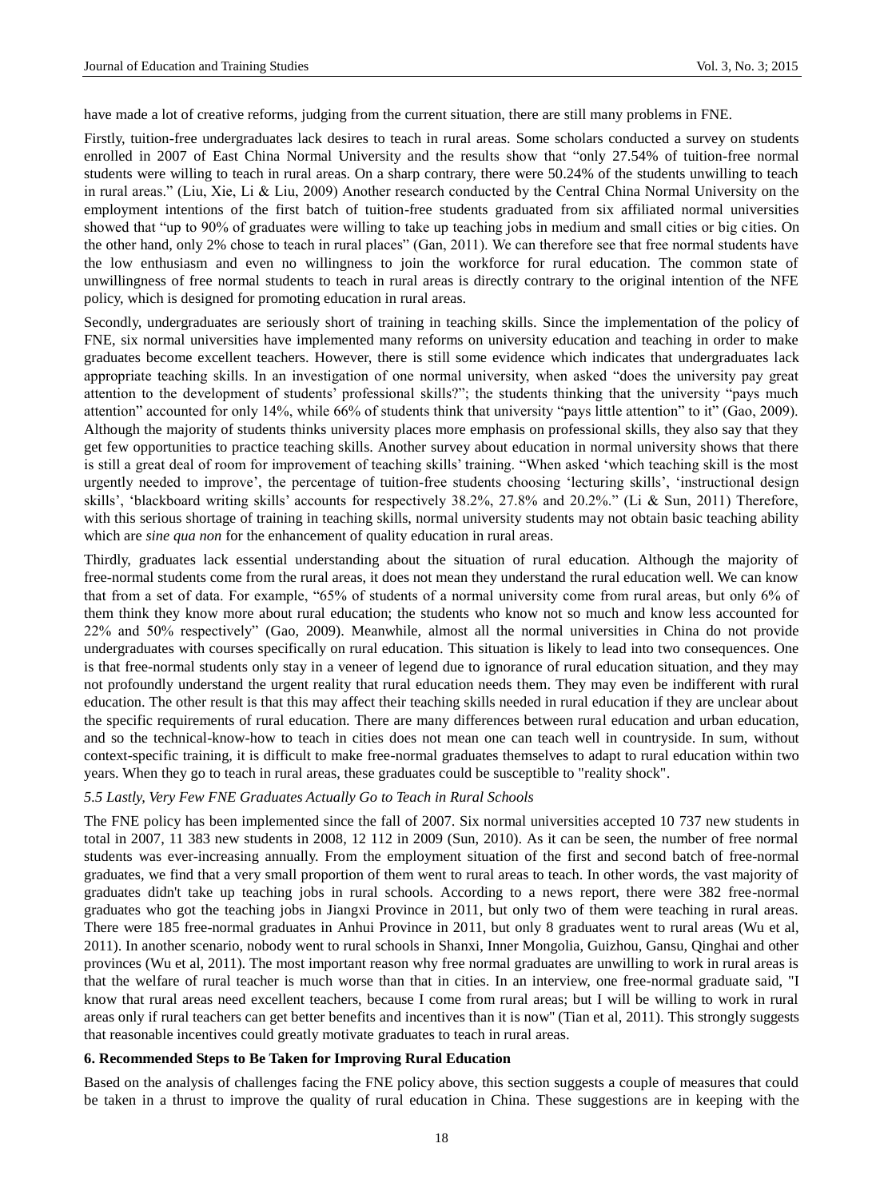have made a lot of creative reforms, judging from the current situation, there are still many problems in FNE.

Firstly, tuition-free undergraduates lack desires to teach in rural areas. Some scholars conducted a survey on students enrolled in 2007 of East China Normal University and the results show that "only 27.54% of tuition-free normal students were willing to teach in rural areas. On a sharp contrary, there were 50.24% of the students unwilling to teach in rural areas." (Liu, Xie, Li & Liu, 2009) Another research conducted by the Central China Normal University on the employment intentions of the first batch of tuition-free students graduated from six affiliated normal universities showed that "up to 90% of graduates were willing to take up teaching jobs in medium and small cities or big cities. On the other hand, only 2% chose to teach in rural places" (Gan, 2011). We can therefore see that free normal students have the low enthusiasm and even no willingness to join the workforce for rural education. The common state of unwillingness of free normal students to teach in rural areas is directly contrary to the original intention of the NFE policy, which is designed for promoting education in rural areas.

Secondly, undergraduates are seriously short of training in teaching skills. Since the implementation of the policy of FNE, six normal universities have implemented many reforms on university education and teaching in order to make graduates become excellent teachers. However, there is still some evidence which indicates that undergraduates lack appropriate teaching skills. In an investigation of one normal university, when asked "does the university pay great attention to the development of students' professional skills?"; the students thinking that the university "pays much attention" accounted for only 14%, while 66% of students think that university "pays little attention" to it" (Gao, 2009). Although the majority of students thinks university places more emphasis on professional skills, they also say that they get few opportunities to practice teaching skills. Another survey about education in normal university shows that there is still a great deal of room for improvement of teaching skills' training. "When asked 'which teaching skill is the most urgently needed to improve', the percentage of tuition-free students choosing 'lecturing skills', 'instructional design skills', 'blackboard writing skills' accounts for respectively 38.2%, 27.8% and 20.2%." (Li & Sun, 2011) Therefore, with this serious shortage of training in teaching skills, normal university students may not obtain basic teaching ability which are *sine qua non* for the enhancement of quality education in rural areas.

Thirdly, graduates lack essential understanding about the situation of rural education. Although the majority of free-normal students come from the rural areas, it does not mean they understand the rural education well. We can know that from a set of data. For example, "65% of students of a normal university come from rural areas, but only 6% of them think they know more about rural education; the students who know not so much and know less accounted for 22% and 50% respectively" (Gao, 2009). Meanwhile, almost all the normal universities in China do not provide undergraduates with courses specifically on rural education. This situation is likely to lead into two consequences. One is that free-normal students only stay in a veneer of legend due to ignorance of rural education situation, and they may not profoundly understand the urgent reality that rural education needs them. They may even be indifferent with rural education. The other result is that this may affect their teaching skills needed in rural education if they are unclear about the specific requirements of rural education. There are many differences between rural education and urban education, and so the technical-know-how to teach in cities does not mean one can teach well in countryside. In sum, without context-specific training, it is difficult to make free-normal graduates themselves to adapt to rural education within two years. When they go to teach in rural areas, these graduates could be susceptible to "reality shock".

### *5.5 Lastly, Very Few FNE Graduates Actually Go to Teach in Rural Schools*

The FNE policy has been implemented since the fall of 2007. Six normal universities accepted 10 737 new students in total in 2007, 11 383 new students in 2008, 12 112 in 2009 (Sun, 2010). As it can be seen, the number of free normal students was ever-increasing annually. From the employment situation of the first and second batch of free-normal graduates, we find that a very small proportion of them went to rural areas to teach. In other words, the vast majority of graduates didn't take up teaching jobs in rural schools. According to a news report, there were 382 free-normal graduates who got the teaching jobs in Jiangxi Province in 2011, but only two of them were teaching in rural areas. There were 185 free-normal graduates in Anhui Province in 2011, but only 8 graduates went to rural areas (Wu et al, 2011). In another scenario, nobody went to rural schools in Shanxi, Inner Mongolia, Guizhou, Gansu, Qinghai and other provinces (Wu et al, 2011). The most important reason why free normal graduates are unwilling to work in rural areas is that the welfare of rural teacher is much worse than that in cities. In an interview, one free-normal graduate said, "I know that rural areas need excellent teachers, because I come from rural areas; but I will be willing to work in rural areas only if rural teachers can get better benefits and incentives than it is now" (Tian et al, 2011). This strongly suggests that reasonable incentives could greatly motivate graduates to teach in rural areas.

## **6. Recommended Steps to Be Taken for Improving Rural Education**

Based on the analysis of challenges facing the FNE policy above, this section suggests a couple of measures that could be taken in a thrust to improve the quality of rural education in China. These suggestions are in keeping with the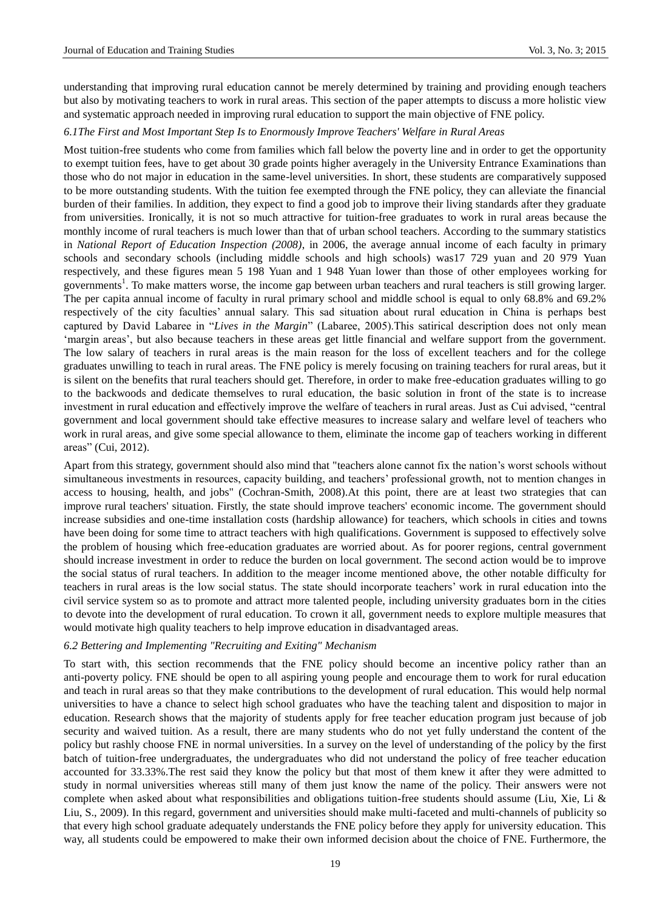understanding that improving rural education cannot be merely determined by training and providing enough teachers but also by motivating teachers to work in rural areas. This section of the paper attempts to discuss a more holistic view and systematic approach needed in improving rural education to support the main objective of FNE policy.

### *6.1The First and Most Important Step Is to Enormously Improve Teachers' Welfare in Rural Areas*

Most tuition-free students who come from families which fall below the poverty line and in order to get the opportunity to exempt tuition fees, have to get about 30 grade points higher averagely in the University Entrance Examinations than those who do not major in education in the same-level universities. In short, these students are comparatively supposed to be more outstanding students. With the tuition fee exempted through the FNE policy, they can alleviate the financial burden of their families. In addition, they expect to find a good job to improve their living standards after they graduate from universities. Ironically, it is not so much attractive for tuition-free graduates to work in rural areas because the monthly income of rural teachers is much lower than that of urban school teachers. According to the summary statistics in *National Report of Education Inspection (2008)*, in 2006, the average annual income of each faculty in primary schools and secondary schools (including middle schools and high schools) was17 729 yuan and 20 979 Yuan respectively, and these figures mean 5 198 Yuan and 1 948 Yuan lower than those of other employees working for governments[1]. To make matters worse, the income gap between urban teachers and rural teachers is still growing larger. The per capita annual income of faculty in rural primary school and middle school is equal to only 68.8% and 69.2% respectively of the city faculties' annual salary. This sad situation about rural education in China is perhaps best captured by David Labaree in "*Lives in the Margin*" (Labaree, 2005).This satirical description does not only mean 'margin areas', but also because teachers in these areas get little financial and welfare support from the government. The low salary of teachers in rural areas is the main reason for the loss of excellent teachers and for the college graduates unwilling to teach in rural areas. The FNE policy is merely focusing on training teachers for rural areas, but it is silent on the benefits that rural teachers should get. Therefore, in order to make free-education graduates willing to go to the backwoods and dedicate themselves to rural education, the basic solution in front of the state is to increase investment in rural education and effectively improve the welfare of teachers in rural areas. Just as Cui advised, "central government and local government should take effective measures to increase salary and welfare level of teachers who work in rural areas, and give some special allowance to them, eliminate the income gap of teachers working in different areas" (Cui, 2012).

Apart from this strategy, government should also mind that "teachers alone cannot fix the nation's worst schools without simultaneous investments in resources, capacity building, and teachers' professional growth, not to mention changes in access to housing, health, and jobs" (Cochran-Smith, 2008).At this point, there are at least two strategies that can improve rural teachers' situation. Firstly, the state should improve teachers' economic income. The government should increase subsidies and one-time installation costs (hardship allowance) for teachers, which schools in cities and towns have been doing for some time to attract teachers with high qualifications. Government is supposed to effectively solve the problem of housing which free-education graduates are worried about. As for poorer regions, central government should increase investment in order to reduce the burden on local government. The second action would be to improve the social status of rural teachers. In addition to the meager income mentioned above, the other notable difficulty for teachers in rural areas is the low social status. The state should incorporate teachers' work in rural education into the civil service system so as to promote and attract more talented people, including university graduates born in the cities to devote into the development of rural education. To crown it all, government needs to explore multiple measures that would motivate high quality teachers to help improve education in disadvantaged areas.

### *6.2 Bettering and Implementing "Recruiting and Exiting" Mechanism*

To start with, this section recommends that the FNE policy should become an incentive policy rather than an anti-poverty policy. FNE should be open to all aspiring young people and encourage them to work for rural education and teach in rural areas so that they make contributions to the development of rural education. This would help normal universities to have a chance to select high school graduates who have the teaching talent and disposition to major in education. Research shows that the majority of students apply for free teacher education program just because of job security and waived tuition. As a result, there are many students who do not yet fully understand the content of the policy but rashly choose FNE in normal universities. In a survey on the level of understanding of the policy by the first batch of tuition-free undergraduates, the undergraduates who did not understand the policy of free teacher education accounted for 33.33%.The rest said they know the policy but that most of them knew it after they were admitted to study in normal universities whereas still many of them just know the name of the policy. Their answers were not complete when asked about what responsibilities and obligations tuition-free students should assume (Liu, Xie, Li & Liu, S., 2009). In this regard, government and universities should make multi-faceted and multi-channels of publicity so that every high school graduate adequately understands the FNE policy before they apply for university education. This way, all students could be empowered to make their own informed decision about the choice of FNE. Furthermore, the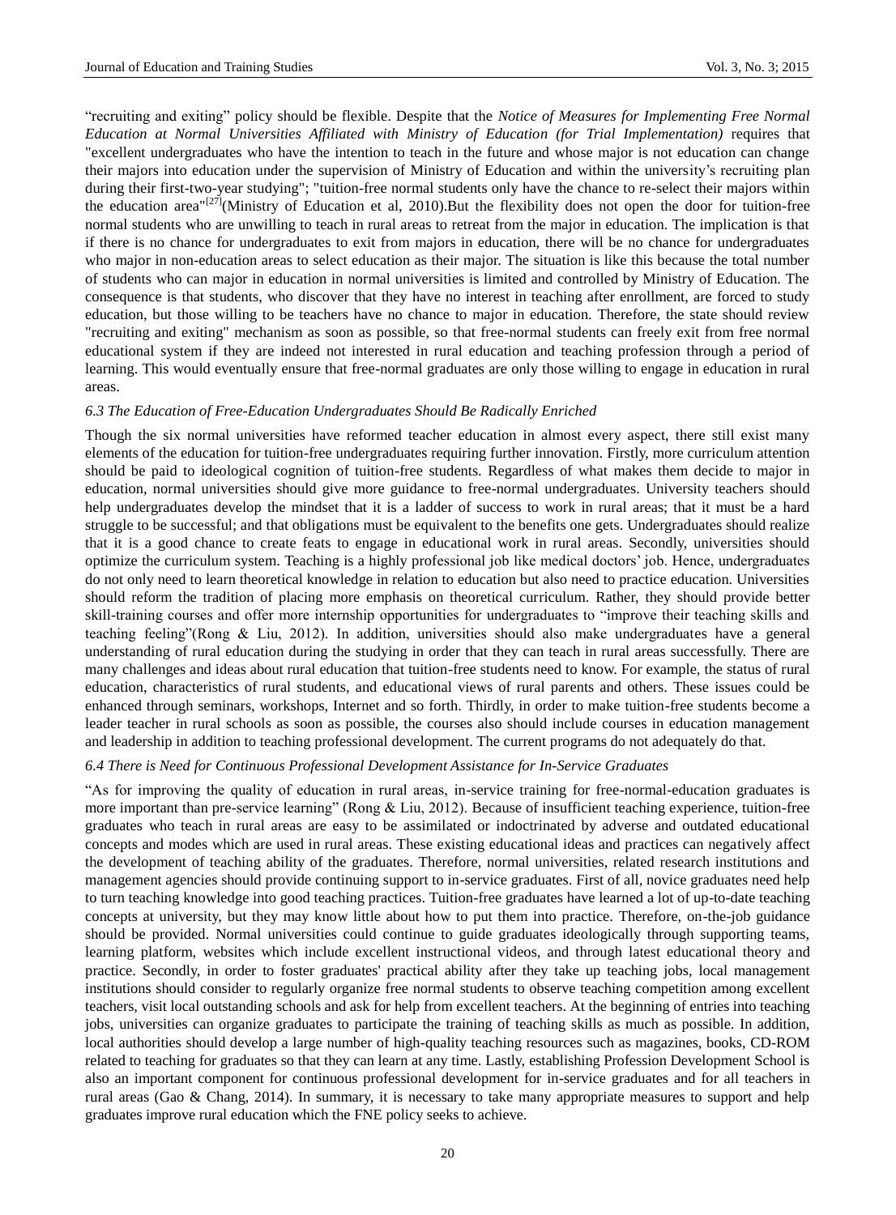"recruiting and exiting" policy should be flexible. Despite that the *Notice of Measures for Implementing Free Normal Education at Normal Universities Affiliated with Ministry of Education (for Trial Implementation)* requires that "excellent undergraduates who have the intention to teach in the future and whose major is not education can change their majors into education under the supervision of Ministry of Education and within the university's recruiting plan during their first-two-year studying"; "tuition-free normal students only have the chance to re-select their majors within the education area"[27](Ministry of Education et al, 2010).But the flexibility does not open the door for tuition-free normal students who are unwilling to teach in rural areas to retreat from the major in education. The implication is that if there is no chance for undergraduates to exit from majors in education, there will be no chance for undergraduates who major in non-education areas to select education as their major. The situation is like this because the total number of students who can major in education in normal universities is limited and controlled by Ministry of Education. The consequence is that students, who discover that they have no interest in teaching after enrollment, are forced to study education, but those willing to be teachers have no chance to major in education. Therefore, the state should review "recruiting and exiting" mechanism as soon as possible, so that free-normal students can freely exit from free normal educational system if they are indeed not interested in rural education and teaching profession through a period of learning. This would eventually ensure that free-normal graduates are only those willing to engage in education in rural areas.

### *6.3 The Education of Free-Education Undergraduates Should Be Radically Enriched*

Though the six normal universities have reformed teacher education in almost every aspect, there still exist many elements of the education for tuition-free undergraduates requiring further innovation. Firstly, more curriculum attention should be paid to ideological cognition of tuition-free students. Regardless of what makes them decide to major in education, normal universities should give more guidance to free-normal undergraduates. University teachers should help undergraduates develop the mindset that it is a ladder of success to work in rural areas; that it must be a hard struggle to be successful; and that obligations must be equivalent to the benefits one gets. Undergraduates should realize that it is a good chance to create feats to engage in educational work in rural areas. Secondly, universities should optimize the curriculum system. Teaching is a highly professional job like medical doctors' job. Hence, undergraduates do not only need to learn theoretical knowledge in relation to education but also need to practice education. Universities should reform the tradition of placing more emphasis on theoretical curriculum. Rather, they should provide better skill-training courses and offer more internship opportunities for undergraduates to "improve their teaching skills and teaching feeling"(Rong & Liu, 2012). In addition, universities should also make undergraduates have a general understanding of rural education during the studying in order that they can teach in rural areas successfully. There are many challenges and ideas about rural education that tuition-free students need to know. For example, the status of rural education, characteristics of rural students, and educational views of rural parents and others. These issues could be enhanced through seminars, workshops, Internet and so forth. Thirdly, in order to make tuition-free students become a leader teacher in rural schools as soon as possible, the courses also should include courses in education management and leadership in addition to teaching professional development. The current programs do not adequately do that.

### *6.4 There is Need for Continuous Professional Development Assistance for In-Service Graduates*

"As for improving the quality of education in rural areas, in-service training for free-normal-education graduates is more important than pre-service learning" (Rong & Liu, 2012). Because of insufficient teaching experience, tuition-free graduates who teach in rural areas are easy to be assimilated or indoctrinated by adverse and outdated educational concepts and modes which are used in rural areas. These existing educational ideas and practices can negatively affect the development of teaching ability of the graduates. Therefore, normal universities, related research institutions and management agencies should provide continuing support to in-service graduates. First of all, novice graduates need help to turn teaching knowledge into good teaching practices. Tuition-free graduates have learned a lot of up-to-date teaching concepts at university, but they may know little about how to put them into practice. Therefore, on-the-job guidance should be provided. Normal universities could continue to guide graduates ideologically through supporting teams, learning platform, websites which include excellent instructional videos, and through latest educational theory and practice. Secondly, in order to foster graduates' practical ability after they take up teaching jobs, local management institutions should consider to regularly organize free normal students to observe teaching competition among excellent teachers, visit local outstanding schools and ask for help from excellent teachers. At the beginning of entries into teaching jobs, universities can organize graduates to participate the training of teaching skills as much as possible. In addition, local authorities should develop a large number of high-quality teaching resources such as magazines, books, CD-ROM related to teaching for graduates so that they can learn at any time. Lastly, establishing Profession Development School is also an important component for continuous professional development for in-service graduates and for all teachers in rural areas (Gao & Chang, 2014). In summary, it is necessary to take many appropriate measures to support and help graduates improve rural education which the FNE policy seeks to achieve.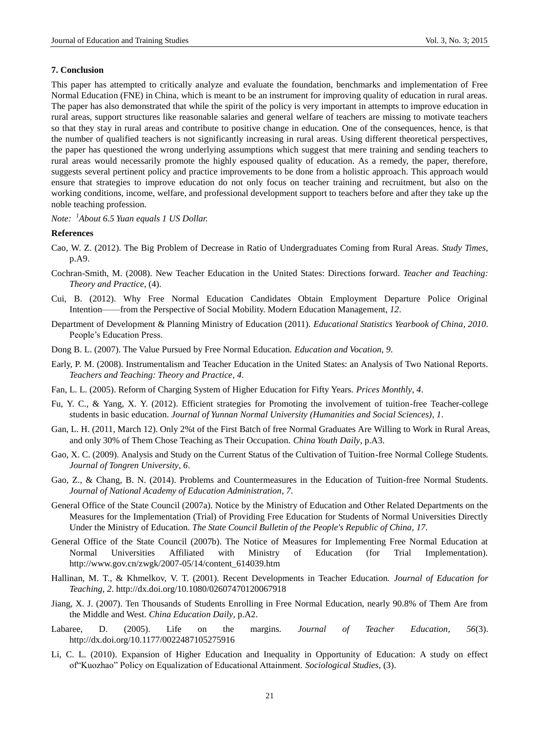## 7. Conclusion

This paper has attempted to critically analyze and evaluate the foundation, benchmarks and implementation of Free Normal Education (FNE) in China, which is meant to be an instrument for improving quality of education in rural areas. The paper has also demonstrated that while the spirit of the policy is very important in attempts to improve education in rural areas, support structures like reasonable salaries and general welfare of teachers are missing to motivate teachers so that they stay in rural areas and contribute to positive change in education. One of the consequences, hence, is that the number of qualified teachers is not significantly increasing in rural areas. Using different theoretical perspectives, the paper has questioned the wrong underlying assumptions which suggest that mere training and sending teachers to rural areas would necessarily promote the highly espoused quality of education. As a remedy, the paper, therefore, suggests several pertinent policy and practice improvements to be done from a holistic approach. This approach would ensure that strategies to improve education do not only focus on teacher training and recruitment, but also on the working conditions, income, welfare, and professional development support to teachers before and after they take up the noble teaching profession.

*Note: [1]About 6.5 Yuan equals 1 US Dollar.*

## References

Cao, W. Z. (2012). The Big Problem of Decrease in Ratio of Undergraduates Coming from Rural Areas. *Study Times*, p.A9.

Cochran-Smith, M. (2008). New Teacher Education in the United States: Directions forward. *Teacher and Teaching: Theory and Practice*, (4).

Cui, B. (2012). Why Free Normal Education Candidates Obtain Employment Departure Police Original Intention——from the Perspective of Social Mobility. Modern Education Management, *12*.

Department of Development & Planning Ministry of Education (2011). *Educational Statistics Yearbook of China*, *2010*. People's Education Press.

Dong B. L. (2007). The Value Pursued by Free Normal Education. *Education and Vocation*, *9*.

Early, P. M. (2008). Instrumentalism and Teacher Education in the United States: an Analysis of Two National Reports. *Teachers and Teaching: Theory and Practice*, *4*.

Fan, L. L. (2005). Reform of Charging System of Higher Education for Fifty Years. *Prices Monthly*, *4*.

Fu, Y. C., & Yang, X. Y. (2012). Efficient strategies for Promoting the involvement of tuition-free Teacher-college students in basic education. *Journal of Yunnan Normal University (Humanities and Social Sciences)*, *1*.

Gan, L. H. (2011, March 12). Only 2%t of the First Batch of free Normal Graduates Are Willing to Work in Rural Areas, and only 30% of Them Chose Teaching as Their Occupation. *China Youth Daily*, p.A3.

Gao, X. C. (2009). Analysis and Study on the Current Status of the Cultivation of Tuition-free Normal College Students. *Journal of Tongren University*, *6*.

Gao, Z., & Chang, B. N. (2014). Problems and Countermeasures in the Education of Tuition-free Normal Students. *Journal of National Academy of Education Administration*, *7*.

General Office of the State Council (2007a). Notice by the Ministry of Education and Other Related Departments on the Measures for the Implementation (Trial) of Providing Free Education for Students of Normal Universities Directly Under the Ministry of Education. *The State Council Bulletin of the People's Republic of China*, *17*.

General Office of the State Council (2007b). The Notice of Measures for Implementing Free Normal Education at Normal Universities Affiliated with Ministry of Education (for Trial Implementation). http://www.gov.cn/zwgk/2007-05/14/content_614039.htm

Hallinan, M. T., & Khmelkov, V. T. (2001). Recent Developments in Teacher Education. *Journal of Education for Teaching*, *2*. http://dx.doi.org/10.1080/02607470120067918

Jiang, X. J. (2007). Ten Thousands of Students Enrolling in Free Normal Education, nearly 90.8% of Them Are from the Middle and West. *China Education Daily*, p.A2.

Labaree, D. (2005). Life on the margins. *Journal of Teacher Education*, *56*(3). http://dx.doi.org/10.1177/0022487105275916

Li, C. L. (2010). Expansion of Higher Education and Inequality in Opportunity of Education: A study on effect of"Kuozhao" Policy on Equalization of Educational Attainment. *Sociological Studies*, (3).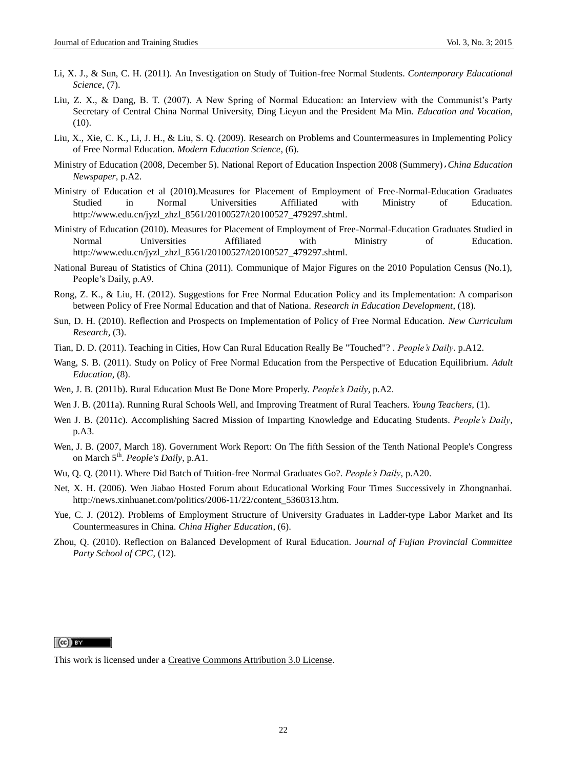Li, X. J., & Sun, C. H. (2011). An Investigation on Study of Tuition-free Normal Students. *Contemporary Educational Science*, (7).

Liu, Z. X., & Dang, B. T. (2007). A New Spring of Normal Education: an Interview with the Communist's Party Secretary of Central China Normal University, Ding Lieyun and the President Ma Min. *Education and Vocation*, (10).

Liu, X., Xie, C. K., Li, J. H., & Liu, S. Q. (2009). Research on Problems and Countermeasures in Implementing Policy of Free Normal Education. *Modern Education Science*, (6).

Ministry of Education (2008, December 5). National Report of Education Inspection 2008 (Summery)，*China Education Newspaper*, p.A2.

Ministry of Education et al (2010).Measures for Placement of Employment of Free-Normal-Education Graduates Studied in Normal Universities Affiliated with Ministry of Education. http://www.edu.cn/jyzl_zhzl_8561/20100527/t20100527_479297.shtml.

Ministry of Education (2010). Measures for Placement of Employment of Free-Normal-Education Graduates Studied in Normal Universities Affiliated with Ministry of Education. http://www.edu.cn/jyzl_zhzl_8561/20100527/t20100527_479297.shtml.

National Bureau of Statistics of China (2011). Communique of Major Figures on the 2010 Population Census (No.1), People's Daily, p.A9.

Rong, Z. K., & Liu, H. (2012). Suggestions for Free Normal Education Policy and its Implementation: A comparison between Policy of Free Normal Education and that of Nationa. *Research in Education Development*, (18).

Sun, D. H. (2010). Reflection and Prospects on Implementation of Policy of Free Normal Education. *New Curriculum Research*, (3).

Tian, D. D. (2011). Teaching in Cities, How Can Rural Education Really Be "Touched"? . *People's Daily*. p.A12.

Wang, S. B. (2011). Study on Policy of Free Normal Education from the Perspective of Education Equilibrium. *Adult Education*, (8).

Wen, J. B. (2011b). Rural Education Must Be Done More Properly. *People's Daily*, p.A2.

Wen J. B. (2011a). Running Rural Schools Well, and Improving Treatment of Rural Teachers. *Young Teachers*, (1).

Wen J. B. (2011c). Accomplishing Sacred Mission of Imparting Knowledge and Educating Students. *People's Daily*, p.A3.

Wen, J. B. (2007, March 18). Government Work Report: On The fifth Session of the Tenth National People's Congress on March 5th. *People's Daily*, p.A1.

Wu, Q. Q. (2011). Where Did Batch of Tuition-free Normal Graduates Go?. *People's Daily*, p.A20.

Net, X. H. (2006). Wen Jiabao Hosted Forum about Educational Working Four Times Successively in Zhongnanhai. http://news.xinhuanet.com/politics/2006-11/22/content_5360313.htm.

Yue, C. J. (2012). Problems of Employment Structure of University Graduates in Ladder-type Labor Market and Its Countermeasures in China. *China Higher Education*, (6).

Zhou, Q. (2010). Reflection on Balanced Development of Rural Education. J*ournal of Fujian Provincial Committee Party School of CPC*, (12).

This work is licensed under a Creative Commons Attribution 3.0 License.